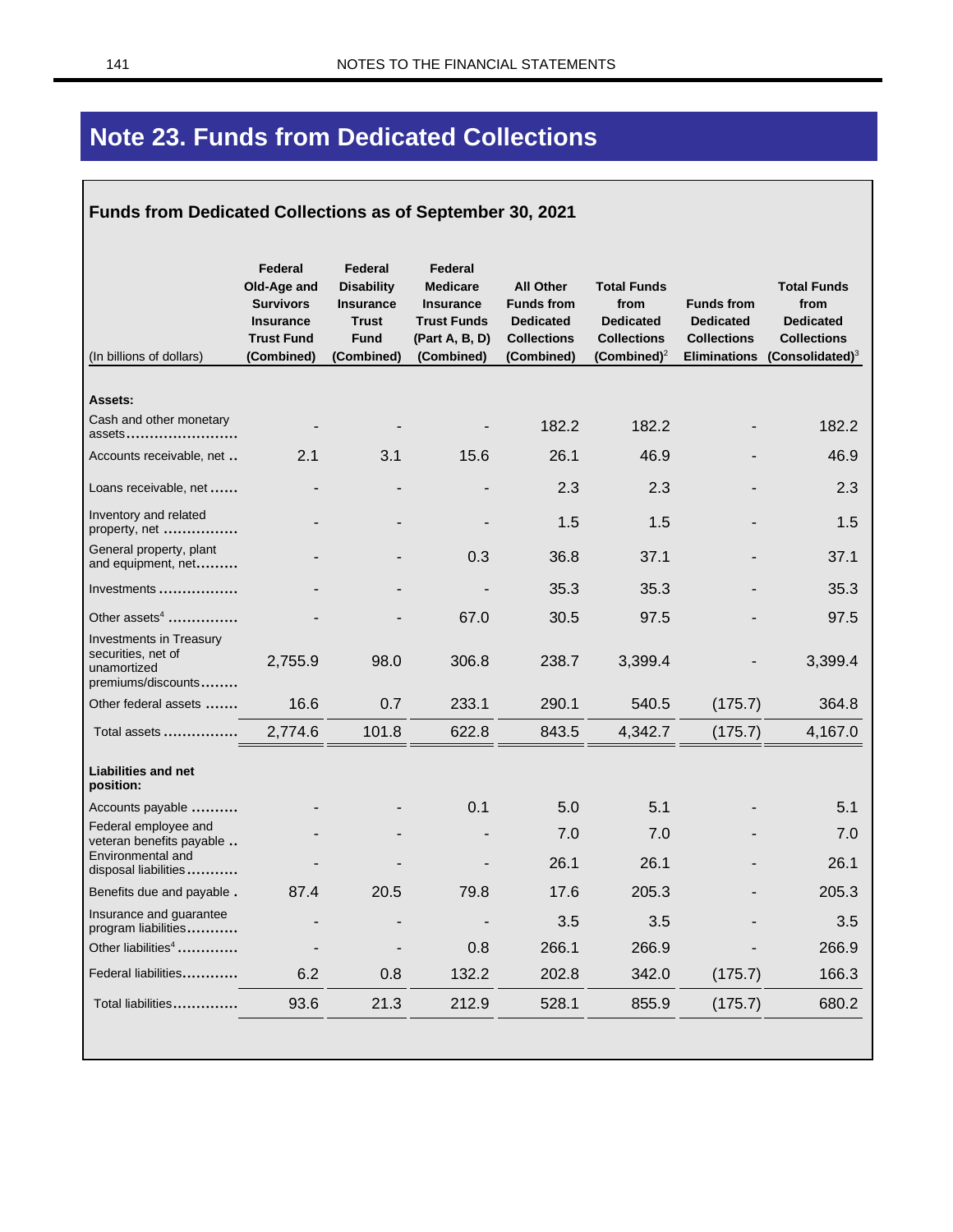# Note 23. Funds from Dedicated Collections

## Funds from Dedicated Collections as of September 30, 2021

| (In billions of dollars) | Federal Old-Age and Survivors Insurance Trust Fund (Combined) | Federal Disability Insurance Trust Fund (Combined) | Federal Medicare Insurance Trust Funds (Part A, B, D) (Combined) | All Other Funds from Dedicated Collections (Combined) | Total Funds from Dedicated Collections (Combined)[2] | Funds from Dedicated Collections Eliminations | Total Funds from Dedicated Collections (Consolidated)[3] |
|---|---|---|---|---|---|---|---|
| **Assets:** | | | | | | | |
| Cash and other monetary assets | - | - | - | 182.2 | 182.2 | - | 182.2 |
| Accounts receivable, net | 2.1 | 3.1 | 15.6 | 26.1 | 46.9 | - | 46.9 |
| Loans receivable, net | - | - | - | 2.3 | 2.3 | - | 2.3 |
| Inventory and related property, net | - | - | - | 1.5 | 1.5 | - | 1.5 |
| General property, plant and equipment, net | - | - | 0.3 | 36.8 | 37.1 | - | 37.1 |
| Investments | - | - | - | 35.3 | 35.3 | - | 35.3 |
| Other assets[4] | - | - | 67.0 | 30.5 | 97.5 | - | 97.5 |
| Investments in Treasury securities, net of unamortized premiums/discounts | 2,755.9 | 98.0 | 306.8 | 238.7 | 3,399.4 | - | 3,399.4 |
| Other federal assets | 16.6 | 0.7 | 233.1 | 290.1 | 540.5 | (175.7) | 364.8 |
| Total assets | 2,774.6 | 101.8 | 622.8 | 843.5 | 4,342.7 | (175.7) | 4,167.0 |
| **Liabilities and net position:** | | | | | | | |
| Accounts payable | - | - | 0.1 | 5.0 | 5.1 | - | 5.1 |
| Federal employee and veteran benefits payable | - | - | - | 7.0 | 7.0 | - | 7.0 |
| Environmental and disposal liabilities | - | - | - | 26.1 | 26.1 | - | 26.1 |
| Benefits due and payable | 87.4 | 20.5 | 79.8 | 17.6 | 205.3 | - | 205.3 |
| Insurance and guarantee program liabilities | - | - | - | 3.5 | 3.5 | - | 3.5 |
| Other liabilities[4] | - | - | 0.8 | 266.1 | 266.9 | - | 266.9 |
| Federal liabilities | 6.2 | 0.8 | 132.2 | 202.8 | 342.0 | (175.7) | 166.3 |
| Total liabilities | 93.6 | 21.3 | 212.9 | 528.1 | 855.9 | (175.7) | 680.2 |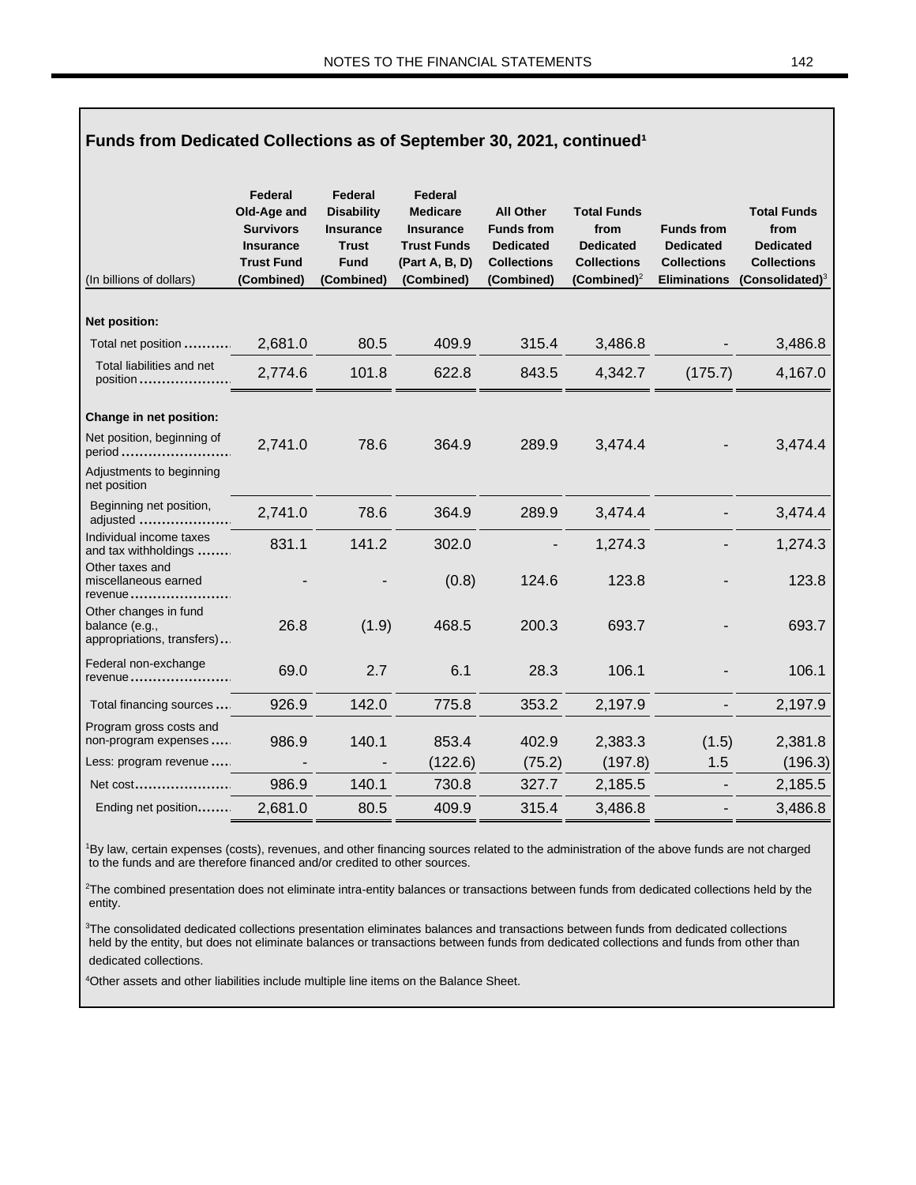## Funds from Dedicated Collections as of September 30, 2021, continued[1]

| (In billions of dollars) | Federal Old-Age and Survivors Insurance Trust Fund (Combined) | Federal Disability Insurance Trust Fund (Combined) | Federal Medicare Insurance Trust Funds (Part A, B, D) (Combined) | All Other Funds from Dedicated Collections (Combined) | Total Funds from Dedicated Collections (Combined)[2] | Funds from Dedicated Collections Eliminations | Total Funds from Dedicated Collections (Consolidated)[3] |
|---|---|---|---|---|---|---|---|
| **Net position:** | | | | | | | |
| Total net position | 2,681.0 | 80.5 | 409.9 | 315.4 | 3,486.8 | - | 3,486.8 |
| Total liabilities and net position | 2,774.6 | 101.8 | 622.8 | 843.5 | 4,342.7 | (175.7) | 4,167.0 |
| **Change in net position:** | | | | | | | |
| Net position, beginning of period | 2,741.0 | 78.6 | 364.9 | 289.9 | 3,474.4 | - | 3,474.4 |
| Adjustments to beginning net position | | | | | | | |
| Beginning net position, adjusted | 2,741.0 | 78.6 | 364.9 | 289.9 | 3,474.4 | - | 3,474.4 |
| Individual income taxes and tax withholdings | 831.1 | 141.2 | 302.0 | - | 1,274.3 | - | 1,274.3 |
| Other taxes and miscellaneous earned revenue | - | - | (0.8) | 124.6 | 123.8 | - | 123.8 |
| Other changes in fund balance (e.g., appropriations, transfers) | 26.8 | (1.9) | 468.5 | 200.3 | 693.7 | - | 693.7 |
| Federal non-exchange revenue | 69.0 | 2.7 | 6.1 | 28.3 | 106.1 | - | 106.1 |
| Total financing sources | 926.9 | 142.0 | 775.8 | 353.2 | 2,197.9 | - | 2,197.9 |
| Program gross costs and non-program expenses | 986.9 | 140.1 | 853.4 | 402.9 | 2,383.3 | (1.5) | 2,381.8 |
| Less: program revenue | - | - | (122.6) | (75.2) | (197.8) | 1.5 | (196.3) |
| Net cost | 986.9 | 140.1 | 730.8 | 327.7 | 2,185.5 | - | 2,185.5 |
| Ending net position | 2,681.0 | 80.5 | 409.9 | 315.4 | 3,486.8 | - | 3,486.8 |

[1]By law, certain expenses (costs), revenues, and other financing sources related to the administration of the above funds are not charged to the funds and are therefore financed and/or credited to other sources.

[2]The combined presentation does not eliminate intra-entity balances or transactions between funds from dedicated collections held by the entity.

[3]The consolidated dedicated collections presentation eliminates balances and transactions between funds from dedicated collections held by the entity, but does not eliminate balances or transactions between funds from dedicated collections and funds from other than dedicated collections.

[4]Other assets and other liabilities include multiple line items on the Balance Sheet.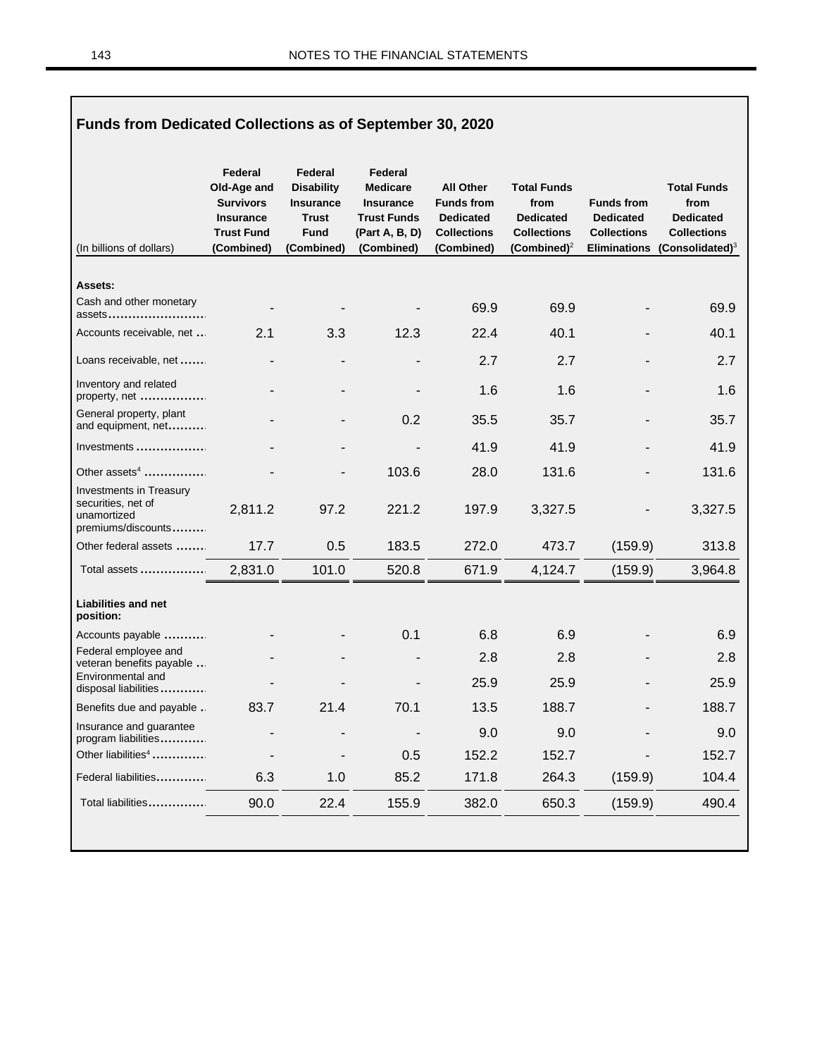## Funds from Dedicated Collections as of September 30, 2020

| (In billions of dollars) | Federal Old-Age and Survivors Insurance Trust Fund (Combined) | Federal Disability Insurance Trust Fund (Combined) | Federal Medicare Insurance Trust Funds (Part A, B, D) (Combined) | All Other Funds from Dedicated Collections (Combined) | Total Funds from Dedicated Collections (Combined)[2] | Funds from Dedicated Collections Eliminations | Total Funds from Dedicated Collections (Consolidated)[3] |
|---|---|---|---|---|---|---|---|
| **Assets:** | | | | | | | |
| Cash and other monetary assets | - | - | - | 69.9 | 69.9 | - | 69.9 |
| Accounts receivable, net | 2.1 | 3.3 | 12.3 | 22.4 | 40.1 | - | 40.1 |
| Loans receivable, net | - | - | - | 2.7 | 2.7 | - | 2.7 |
| Inventory and related property, net | - | - | - | 1.6 | 1.6 | - | 1.6 |
| General property, plant and equipment, net | - | - | 0.2 | 35.5 | 35.7 | - | 35.7 |
| Investments | - | - | - | 41.9 | 41.9 | - | 41.9 |
| Other assets[4] | - | - | 103.6 | 28.0 | 131.6 | - | 131.6 |
| Investments in Treasury securities, net of unamortized premiums/discounts | 2,811.2 | 97.2 | 221.2 | 197.9 | 3,327.5 | - | 3,327.5 |
| Other federal assets | 17.7 | 0.5 | 183.5 | 272.0 | 473.7 | (159.9) | 313.8 |
| Total assets | 2,831.0 | 101.0 | 520.8 | 671.9 | 4,124.7 | (159.9) | 3,964.8 |
| **Liabilities and net position:** | | | | | | | |
| Accounts payable | - | - | 0.1 | 6.8 | 6.9 | - | 6.9 |
| Federal employee and veteran benefits payable | - | - | - | 2.8 | 2.8 | - | 2.8 |
| Environmental and disposal liabilities | - | - | - | 25.9 | 25.9 | - | 25.9 |
| Benefits due and payable | 83.7 | 21.4 | 70.1 | 13.5 | 188.7 | - | 188.7 |
| Insurance and guarantee program liabilities | - | - | - | 9.0 | 9.0 | - | 9.0 |
| Other liabilities[4] | - | - | 0.5 | 152.2 | 152.7 | - | 152.7 |
| Federal liabilities | 6.3 | 1.0 | 85.2 | 171.8 | 264.3 | (159.9) | 104.4 |
| Total liabilities | 90.0 | 22.4 | 155.9 | 382.0 | 650.3 | (159.9) | 490.4 |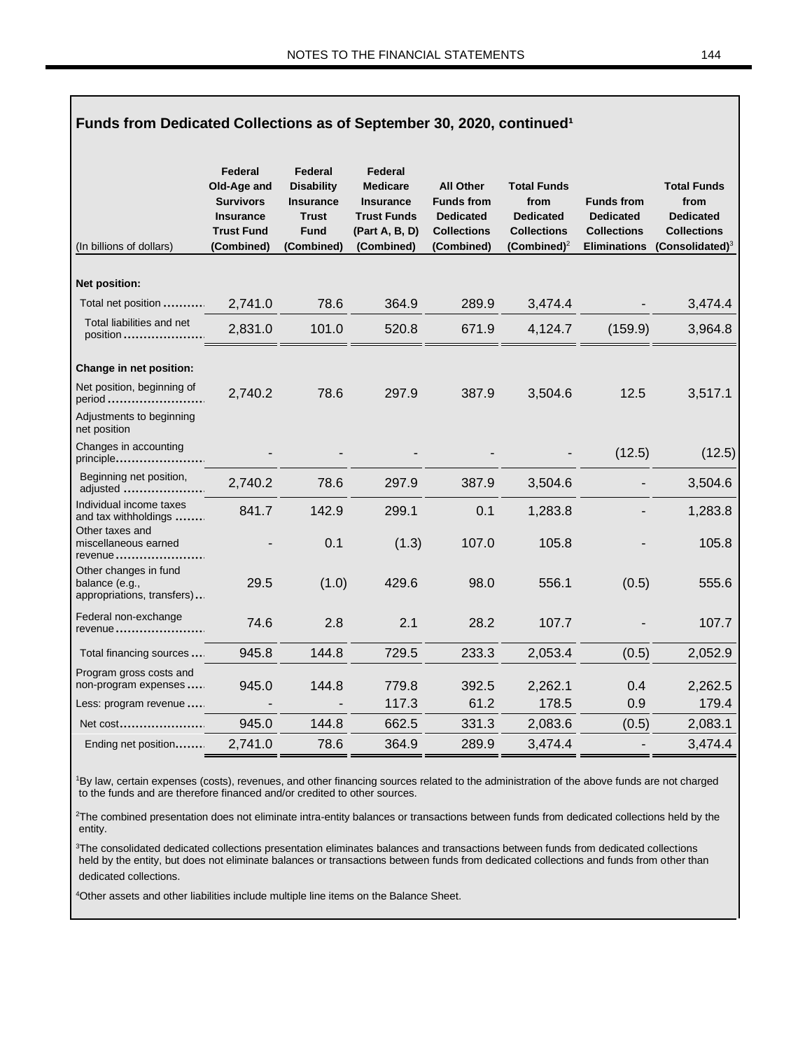## Funds from Dedicated Collections as of September 30, 2020, continued[1]

| (In billions of dollars) | Federal Old-Age and Survivors Insurance Trust Fund (Combined) | Federal Disability Insurance Trust Fund (Combined) | Federal Medicare Insurance Trust Funds (Part A, B, D) (Combined) | All Other Funds from Dedicated Collections (Combined) | Total Funds from Dedicated Collections (Combined)[2] | Funds from Dedicated Collections Eliminations | Total Funds from Dedicated Collections (Consolidated)[3] |
|---|---|---|---|---|---|---|---|
| **Net position:** | | | | | | | |
| Total net position | 2,741.0 | 78.6 | 364.9 | 289.9 | 3,474.4 | - | 3,474.4 |
| Total liabilities and net position | 2,831.0 | 101.0 | 520.8 | 671.9 | 4,124.7 | (159.9) | 3,964.8 |
| **Change in net position:** | | | | | | | |
| Net position, beginning of period | 2,740.2 | 78.6 | 297.9 | 387.9 | 3,504.6 | 12.5 | 3,517.1 |
| Adjustments to beginning net position | | | | | | | |
| Changes in accounting principle | - | - | - | - | - | (12.5) | (12.5) |
| Beginning net position, adjusted | 2,740.2 | 78.6 | 297.9 | 387.9 | 3,504.6 | - | 3,504.6 |
| Individual income taxes and tax withholdings | 841.7 | 142.9 | 299.1 | 0.1 | 1,283.8 | - | 1,283.8 |
| Other taxes and miscellaneous earned revenue | - | 0.1 | (1.3) | 107.0 | 105.8 | - | 105.8 |
| Other changes in fund balance (e.g., appropriations, transfers) | 29.5 | (1.0) | 429.6 | 98.0 | 556.1 | (0.5) | 555.6 |
| Federal non-exchange revenue | 74.6 | 2.8 | 2.1 | 28.2 | 107.7 | - | 107.7 |
| Total financing sources | 945.8 | 144.8 | 729.5 | 233.3 | 2,053.4 | (0.5) | 2,052.9 |
| Program gross costs and non-program expenses | 945.0 | 144.8 | 779.8 | 392.5 | 2,262.1 | 0.4 | 2,262.5 |
| Less: program revenue | - | - | 117.3 | 61.2 | 178.5 | 0.9 | 179.4 |
| Net cost | 945.0 | 144.8 | 662.5 | 331.3 | 2,083.6 | (0.5) | 2,083.1 |
| Ending net position | 2,741.0 | 78.6 | 364.9 | 289.9 | 3,474.4 | - | 3,474.4 |

[1]By law, certain expenses (costs), revenues, and other financing sources related to the administration of the above funds are not charged to the funds and are therefore financed and/or credited to other sources.

[2]The combined presentation does not eliminate intra-entity balances or transactions between funds from dedicated collections held by the entity.

[3]The consolidated dedicated collections presentation eliminates balances and transactions between funds from dedicated collections held by the entity, but does not eliminate balances or transactions between funds from dedicated collections and funds from other than dedicated collections.

[4]Other assets and other liabilities include multiple line items on the Balance Sheet.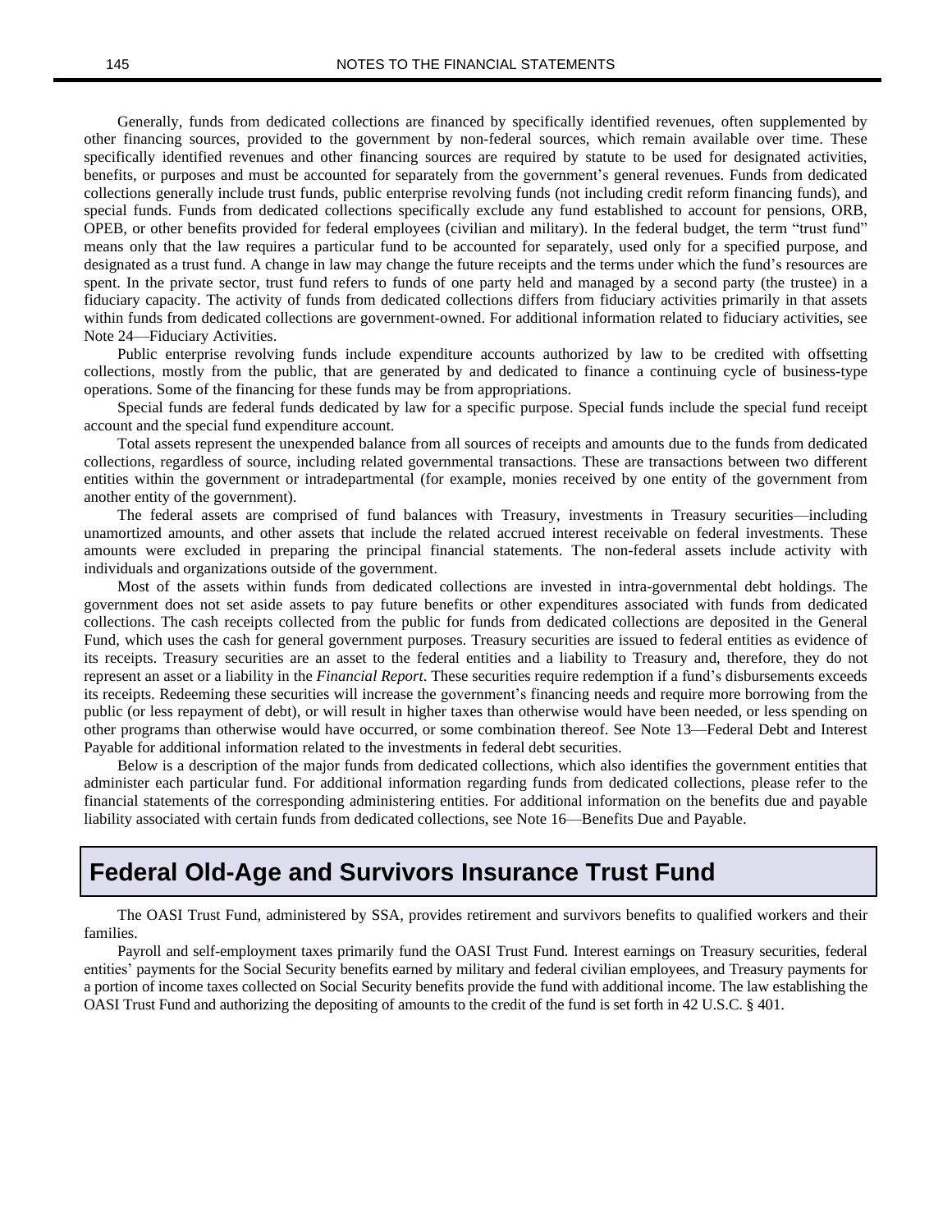Generally, funds from dedicated collections are financed by specifically identified revenues, often supplemented by other financing sources, provided to the government by non-federal sources, which remain available over time. These specifically identified revenues and other financing sources are required by statute to be used for designated activities, benefits, or purposes and must be accounted for separately from the government's general revenues. Funds from dedicated collections generally include trust funds, public enterprise revolving funds (not including credit reform financing funds), and special funds. Funds from dedicated collections specifically exclude any fund established to account for pensions, ORB, OPEB, or other benefits provided for federal employees (civilian and military). In the federal budget, the term "trust fund" means only that the law requires a particular fund to be accounted for separately, used only for a specified purpose, and designated as a trust fund. A change in law may change the future receipts and the terms under which the fund's resources are spent. In the private sector, trust fund refers to funds of one party held and managed by a second party (the trustee) in a fiduciary capacity. The activity of funds from dedicated collections differs from fiduciary activities primarily in that assets within funds from dedicated collections are government-owned. For additional information related to fiduciary activities, see Note 24—Fiduciary Activities.

Public enterprise revolving funds include expenditure accounts authorized by law to be credited with offsetting collections, mostly from the public, that are generated by and dedicated to finance a continuing cycle of business-type operations. Some of the financing for these funds may be from appropriations.

Special funds are federal funds dedicated by law for a specific purpose. Special funds include the special fund receipt account and the special fund expenditure account.

Total assets represent the unexpended balance from all sources of receipts and amounts due to the funds from dedicated collections, regardless of source, including related governmental transactions. These are transactions between two different entities within the government or intradepartmental (for example, monies received by one entity of the government from another entity of the government).

The federal assets are comprised of fund balances with Treasury, investments in Treasury securities—including unamortized amounts, and other assets that include the related accrued interest receivable on federal investments. These amounts were excluded in preparing the principal financial statements. The non-federal assets include activity with individuals and organizations outside of the government.

Most of the assets within funds from dedicated collections are invested in intra-governmental debt holdings. The government does not set aside assets to pay future benefits or other expenditures associated with funds from dedicated collections. The cash receipts collected from the public for funds from dedicated collections are deposited in the General Fund, which uses the cash for general government purposes. Treasury securities are issued to federal entities as evidence of its receipts. Treasury securities are an asset to the federal entities and a liability to Treasury and, therefore, they do not represent an asset or a liability in the *Financial Report*. These securities require redemption if a fund's disbursements exceeds its receipts. Redeeming these securities will increase the government's financing needs and require more borrowing from the public (or less repayment of debt), or will result in higher taxes than otherwise would have been needed, or less spending on other programs than otherwise would have occurred, or some combination thereof. See Note 13—Federal Debt and Interest Payable for additional information related to the investments in federal debt securities.

Below is a description of the major funds from dedicated collections, which also identifies the government entities that administer each particular fund. For additional information regarding funds from dedicated collections, please refer to the financial statements of the corresponding administering entities. For additional information on the benefits due and payable liability associated with certain funds from dedicated collections, see Note 16—Benefits Due and Payable.

## Federal Old-Age and Survivors Insurance Trust Fund

The OASI Trust Fund, administered by SSA, provides retirement and survivors benefits to qualified workers and their families.

Payroll and self-employment taxes primarily fund the OASI Trust Fund. Interest earnings on Treasury securities, federal entities' payments for the Social Security benefits earned by military and federal civilian employees, and Treasury payments for a portion of income taxes collected on Social Security benefits provide the fund with additional income. The law establishing the OASI Trust Fund and authorizing the depositing of amounts to the credit of the fund is set forth in 42 U.S.C. § 401.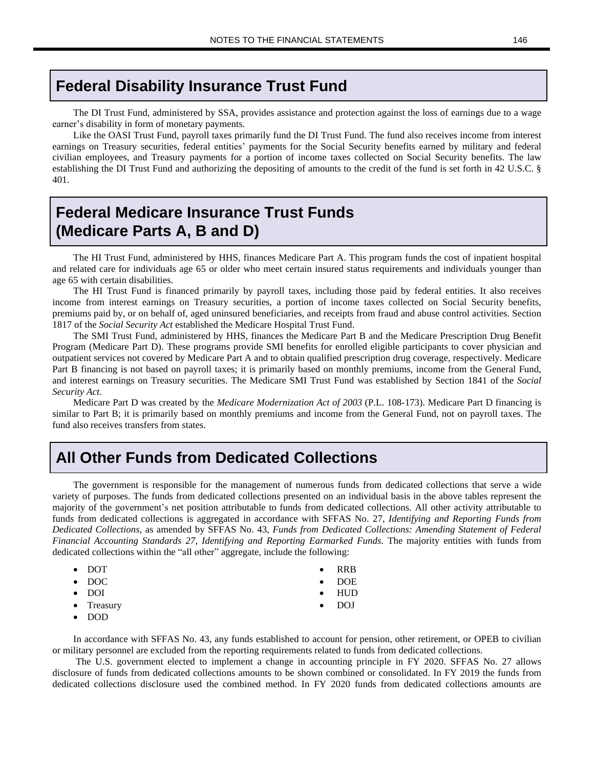## Federal Disability Insurance Trust Fund

The DI Trust Fund, administered by SSA, provides assistance and protection against the loss of earnings due to a wage earner's disability in form of monetary payments.

Like the OASI Trust Fund, payroll taxes primarily fund the DI Trust Fund. The fund also receives income from interest earnings on Treasury securities, federal entities' payments for the Social Security benefits earned by military and federal civilian employees, and Treasury payments for a portion of income taxes collected on Social Security benefits. The law establishing the DI Trust Fund and authorizing the depositing of amounts to the credit of the fund is set forth in 42 U.S.C. § 401.

## Federal Medicare Insurance Trust Funds (Medicare Parts A, B and D)

The HI Trust Fund, administered by HHS, finances Medicare Part A. This program funds the cost of inpatient hospital and related care for individuals age 65 or older who meet certain insured status requirements and individuals younger than age 65 with certain disabilities.

The HI Trust Fund is financed primarily by payroll taxes, including those paid by federal entities. It also receives income from interest earnings on Treasury securities, a portion of income taxes collected on Social Security benefits, premiums paid by, or on behalf of, aged uninsured beneficiaries, and receipts from fraud and abuse control activities. Section 1817 of the *Social Security Act* established the Medicare Hospital Trust Fund.

The SMI Trust Fund, administered by HHS, finances the Medicare Part B and the Medicare Prescription Drug Benefit Program (Medicare Part D). These programs provide SMI benefits for enrolled eligible participants to cover physician and outpatient services not covered by Medicare Part A and to obtain qualified prescription drug coverage, respectively. Medicare Part B financing is not based on payroll taxes; it is primarily based on monthly premiums, income from the General Fund, and interest earnings on Treasury securities. The Medicare SMI Trust Fund was established by Section 1841 of the *Social Security Act*.

Medicare Part D was created by the *Medicare Modernization Act of 2003* (P.L. 108-173). Medicare Part D financing is similar to Part B; it is primarily based on monthly premiums and income from the General Fund, not on payroll taxes. The fund also receives transfers from states.

## All Other Funds from Dedicated Collections

The government is responsible for the management of numerous funds from dedicated collections that serve a wide variety of purposes. The funds from dedicated collections presented on an individual basis in the above tables represent the majority of the government's net position attributable to funds from dedicated collections. All other activity attributable to funds from dedicated collections is aggregated in accordance with SFFAS No. 27, *Identifying and Reporting Funds from Dedicated Collections,* as amended by SFFAS No. 43, *Funds from Dedicated Collections: Amending Statement of Federal Financial Accounting Standards 27, Identifying and Reporting Earmarked Funds*. The majority entities with funds from dedicated collections within the "all other" aggregate, include the following:

- DOT
- DOC
- DOI
- Treasury
- DOD
- RRB
- DOE
- HUD
- DOJ

In accordance with SFFAS No. 43, any funds established to account for pension, other retirement, or OPEB to civilian or military personnel are excluded from the reporting requirements related to funds from dedicated collections.

The U.S. government elected to implement a change in accounting principle in FY 2020. SFFAS No. 27 allows disclosure of funds from dedicated collections amounts to be shown combined or consolidated. In FY 2019 the funds from dedicated collections disclosure used the combined method. In FY 2020 funds from dedicated collections amounts are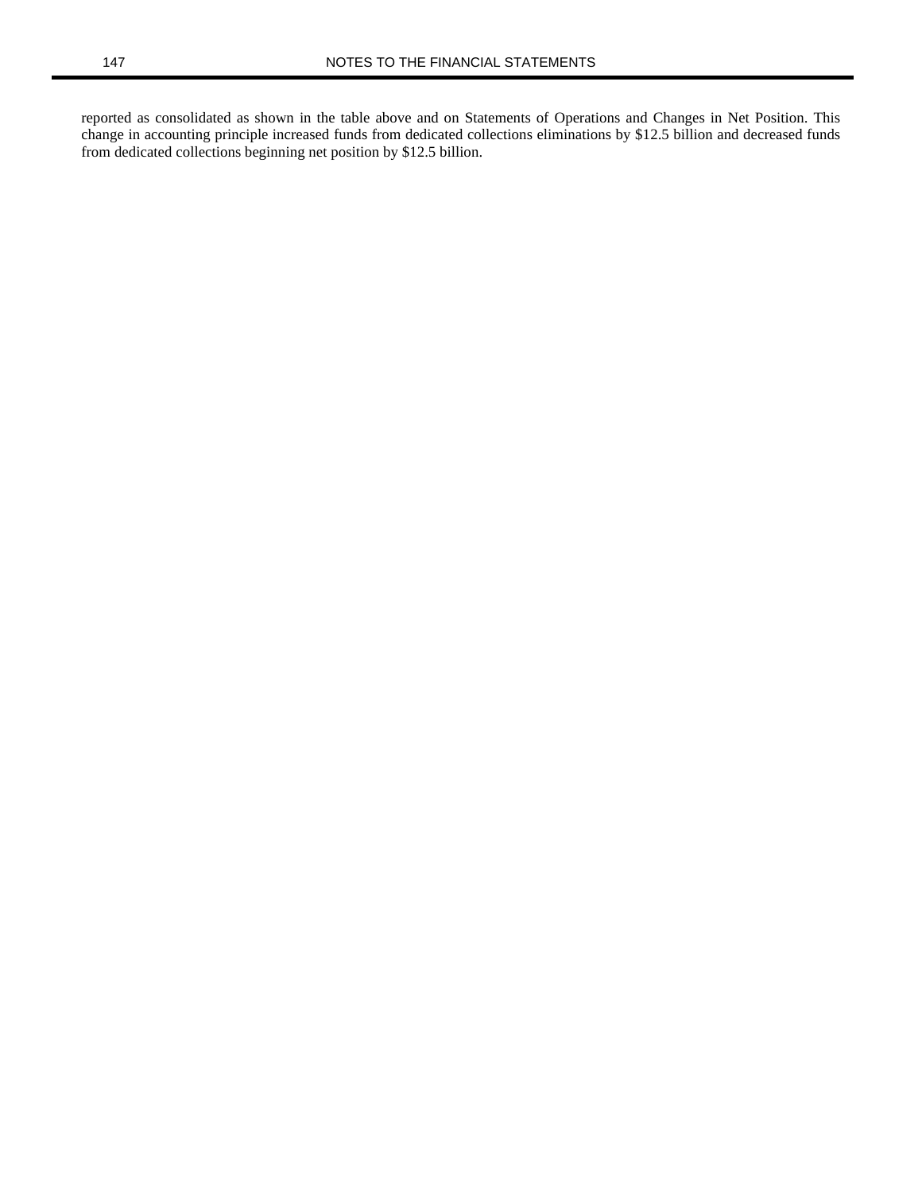reported as consolidated as shown in the table above and on Statements of Operations and Changes in Net Position. This change in accounting principle increased funds from dedicated collections eliminations by $12.5 billion and decreased funds from dedicated collections beginning net position by $12.5 billion.